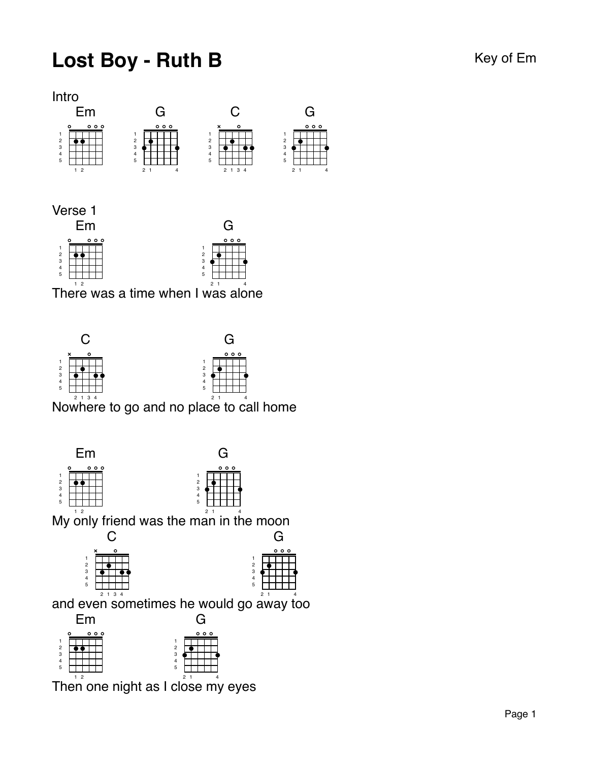# Lost Boy - Ruth B

Key of Em

Intro

Em G C G

Verse 1

Em G
There was a time when I was alone

C G
Nowhere to go and no place to call home

Em G
My only friend was the man in the moon

C G
and even sometimes he would go away too

Em G
Then one night as I close my eyes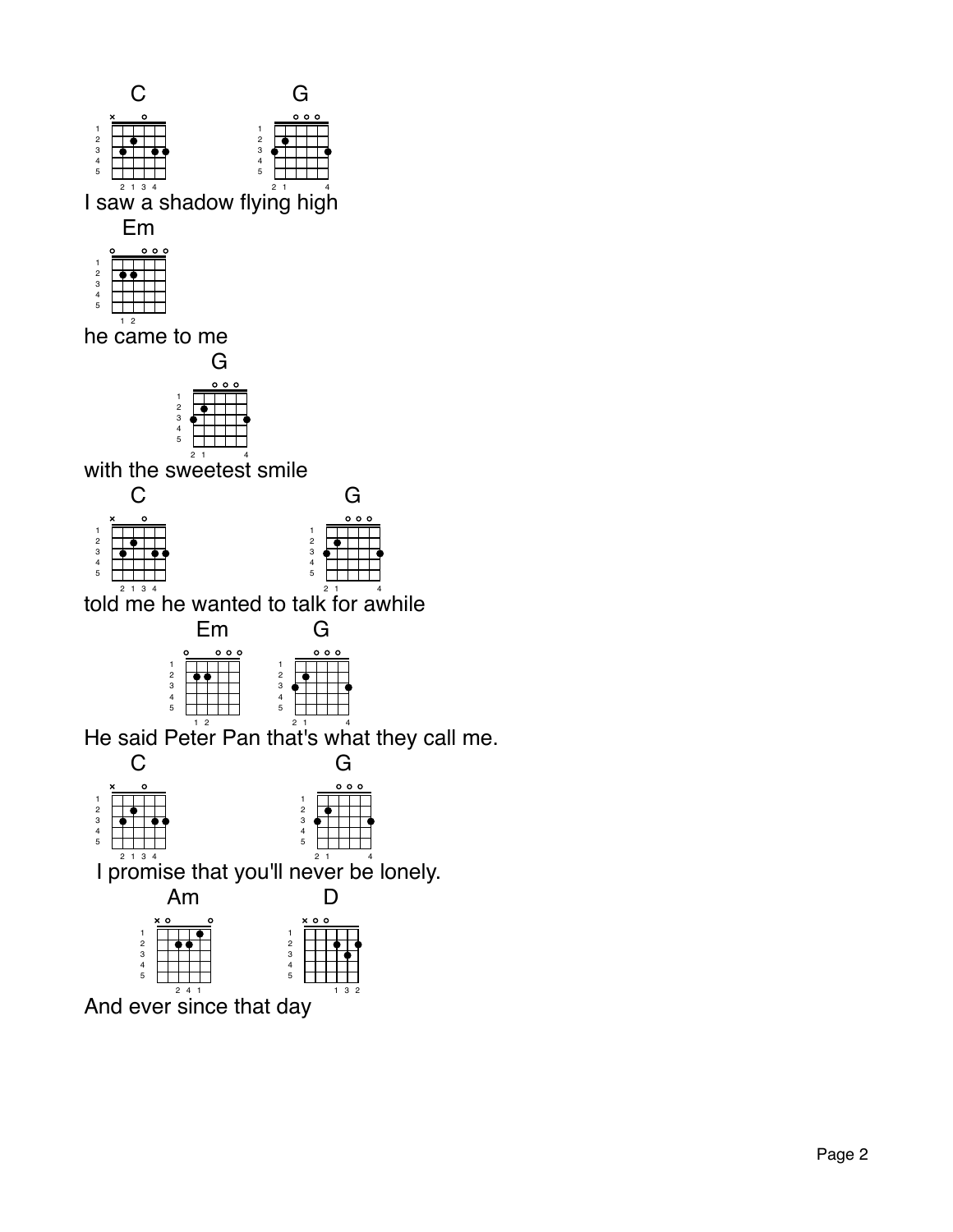```
C                    G
I saw a shadow flying high
  Em
he came to me
            G
with the sweetest smile
  C                      G
told me he wanted to talk for awhile
          Em       G
He said Peter Pan that's what they call me.
  C                     G
 I promise that you'll never be lonely.
       Am        D
And ever since that day
```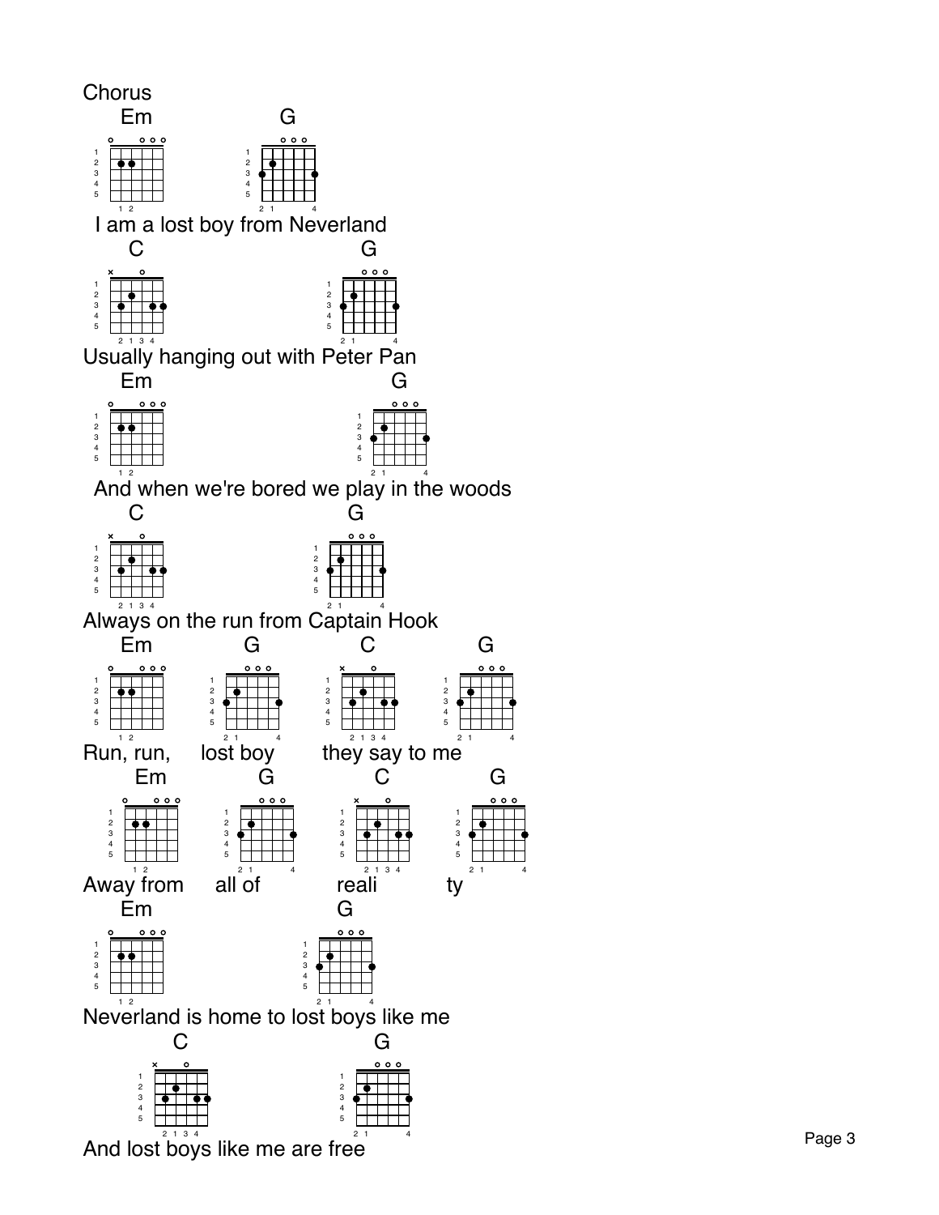Chorus

```
Em                 G
 I am a lost boy from Neverland
   C                            G
Usually hanging out with Peter Pan
   Em                                G
 And when we're bored we play in the woods
   C                           G
Always on the run from Captain Hook
   Em          G            C            G
Run, run,    lost boy      they say to me
   Em          G            C            G
Away from    all of        reali         ty
   Em                      G
Neverland is home to lost boys like me
        C                  G
And lost boys like me are free
```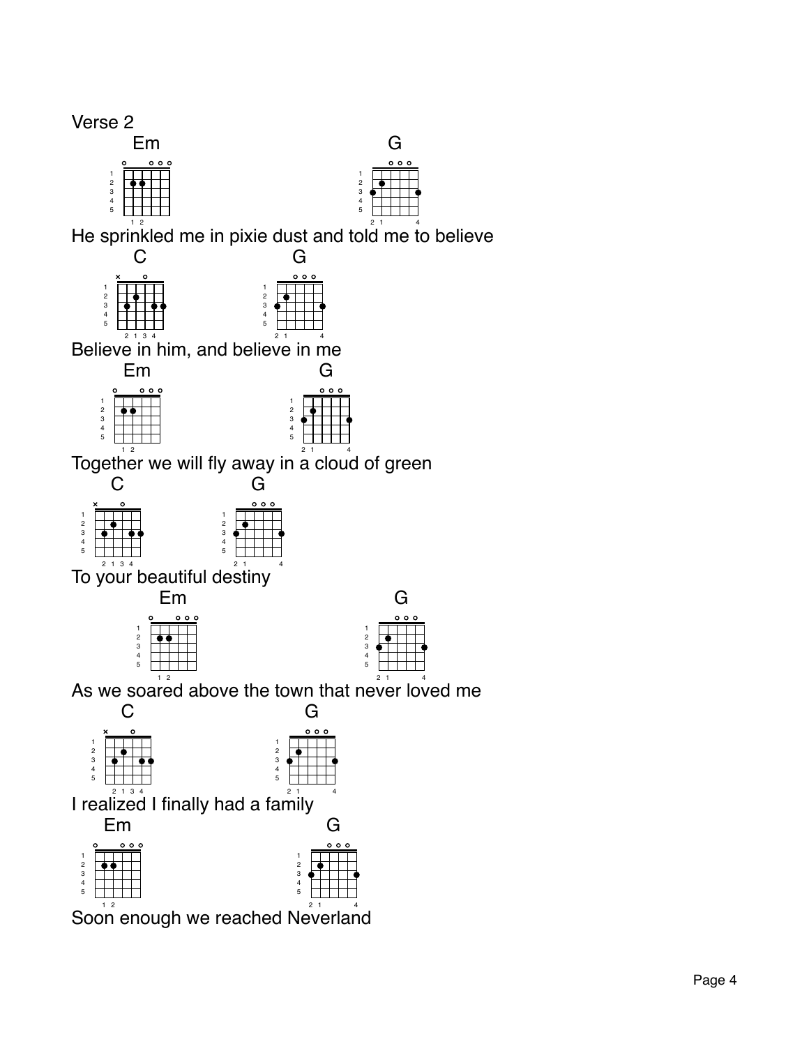Verse 2

```
Em                                          G
He sprinkled me in pixie dust and told me to believe
      C                    G
Believe in him, and believe in me
     Em                             G
Together we will fly away in a cloud of green
    C                G
To your beautiful destiny
            Em                              G
As we soared above the town that never loved me
      C                          G
I realized I finally had a family
   Em                        G
Soon enough we reached Neverland
```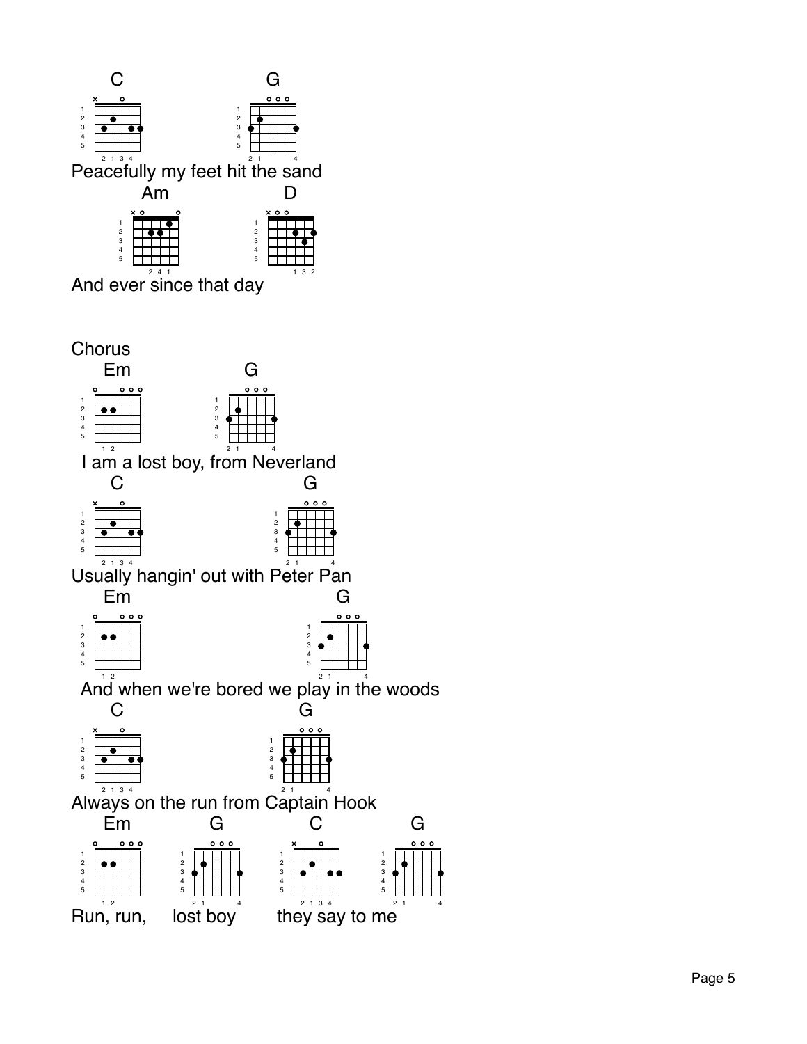C G
Peacefully my feet hit the sand
Am D
And ever since that day

Chorus

Em G
I am a lost boy, from Neverland
C G
Usually hangin' out with Peter Pan
Em G
And when we're bored we play in the woods
C G
Always on the run from Captain Hook
Em G C G
Run, run, lost boy they say to me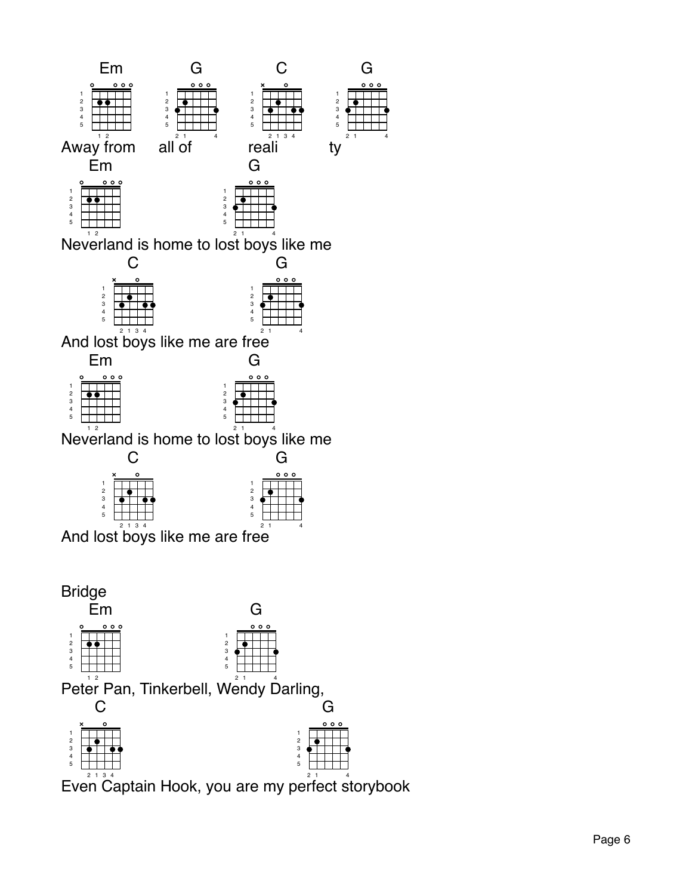Em G C G

Away from all of reali ty

Em G

Neverland is home to lost boys like me

C G

And lost boys like me are free

Em G

Neverland is home to lost boys like me

C G

And lost boys like me are free

Bridge

Em G

Peter Pan, Tinkerbell, Wendy Darling,

C G

Even Captain Hook, you are my perfect storybook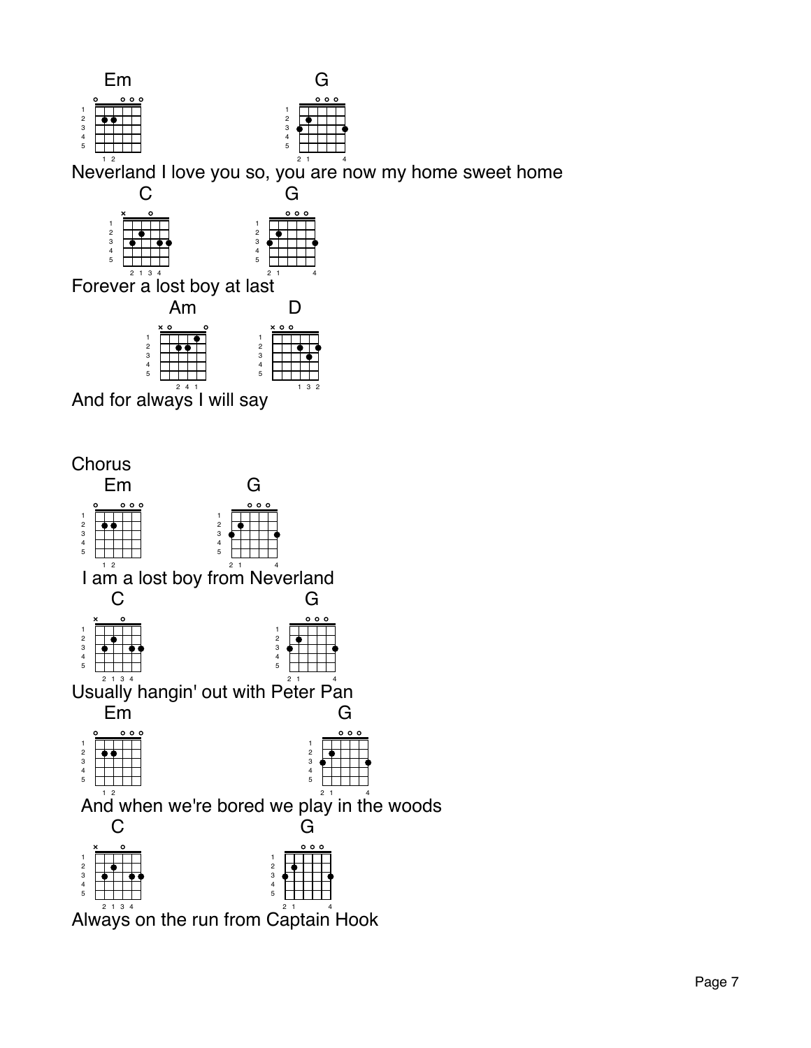```
Em                          G
Neverland I love you so, you are now my home sweet home
      C              G
Forever a lost boy at last
          Am          D
And for always I will say
```

Chorus

```
   Em            G
 I am a lost boy from Neverland
   C                     G
Usually hangin' out with Peter Pan
   Em                          G
 And when we're bored we play in the woods
   C                          G
Always on the run from Captain Hook
```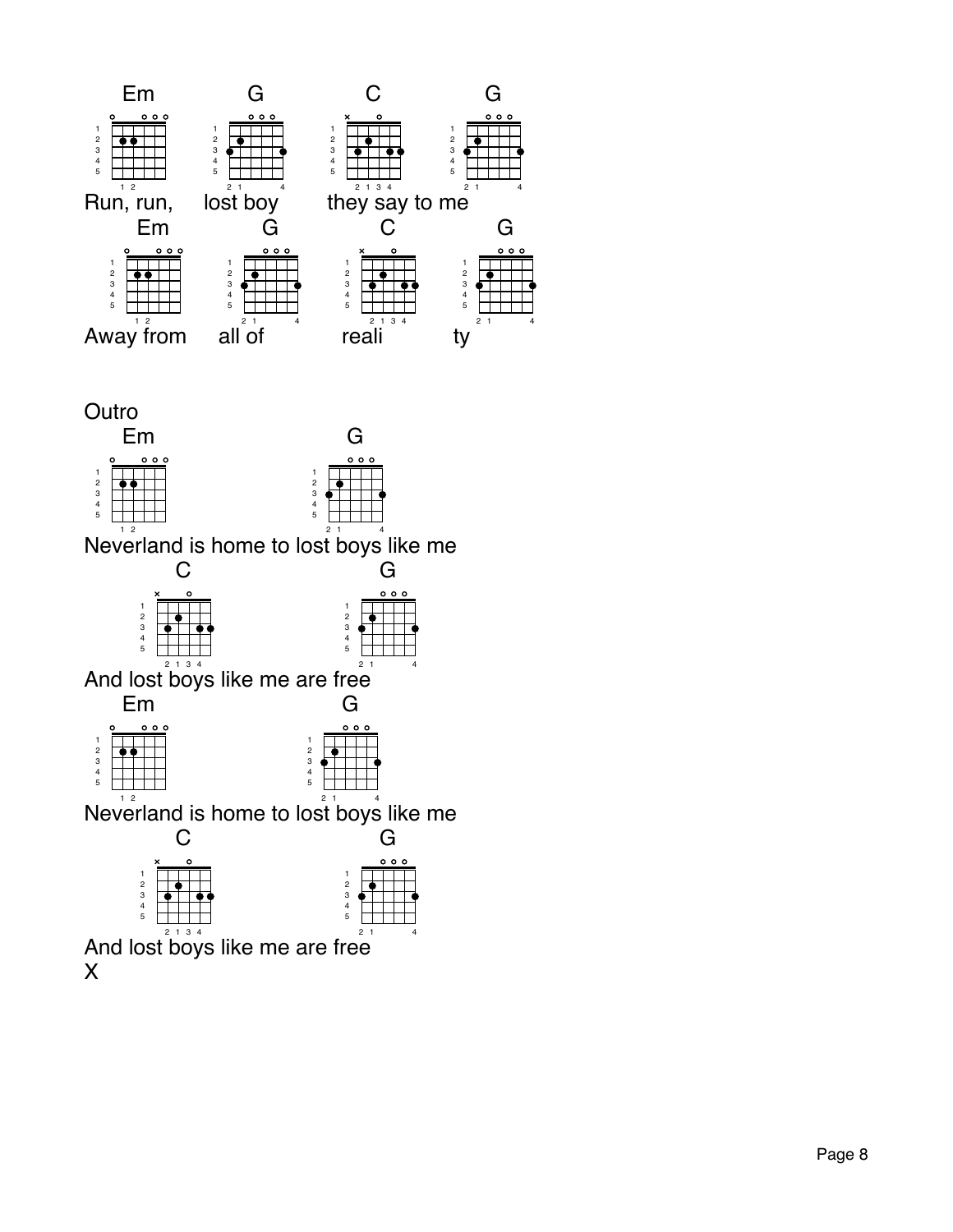Em G C G
Run, run, lost boy they say to me
Em G C G
Away from all of reali ty

Outro

Em G
Neverland is home to lost boys like me
C G
And lost boys like me are free
Em G
Neverland is home to lost boys like me
C G
And lost boys like me are free
X